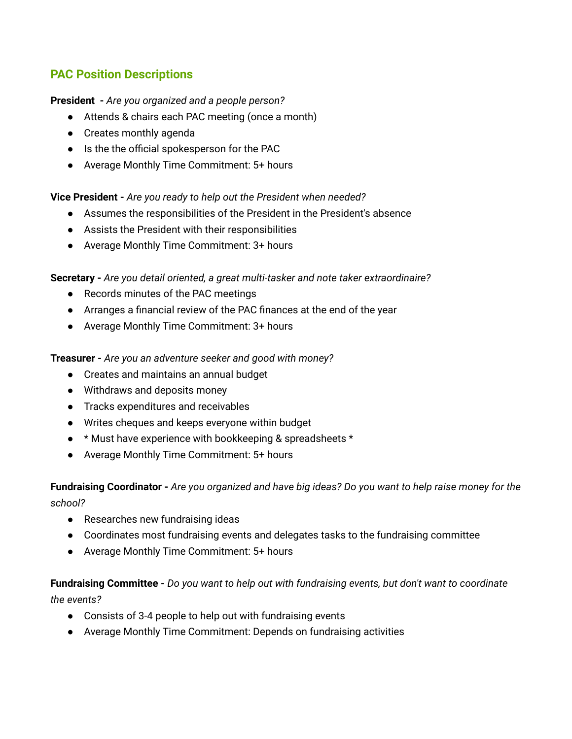## PAC Position Descriptions

**President** - *Are you organized and a people person?*

- Attends & chairs each PAC meeting (once a month)
- Creates monthly agenda
- Is the the official spokesperson for the PAC
- Average Monthly Time Commitment: 5+ hours

**Vice President -** *Are you ready to help out the President when needed?*

- Assumes the responsibilities of the President in the President's absence
- Assists the President with their responsibilities
- Average Monthly Time Commitment: 3+ hours

**Secretary -** *Are you detail oriented, a great multi-tasker and note taker extraordinaire?*

- Records minutes of the PAC meetings
- Arranges a financial review of the PAC finances at the end of the year
- Average Monthly Time Commitment: 3+ hours

**Treasurer -** *Are you an adventure seeker and good with money?*

- Creates and maintains an annual budget
- Withdraws and deposits money
- Tracks expenditures and receivables
- Writes cheques and keeps everyone within budget
- * Must have experience with bookkeeping & spreadsheets *
- Average Monthly Time Commitment: 5+ hours

**Fundraising Coordinator -** *Are you organized and have big ideas? Do you want to help raise money for the school?*

- Researches new fundraising ideas
- Coordinates most fundraising events and delegates tasks to the fundraising committee
- Average Monthly Time Commitment: 5+ hours

**Fundraising Committee -** *Do you want to help out with fundraising events, but don't want to coordinate the events?*

- Consists of 3-4 people to help out with fundraising events
- Average Monthly Time Commitment: Depends on fundraising activities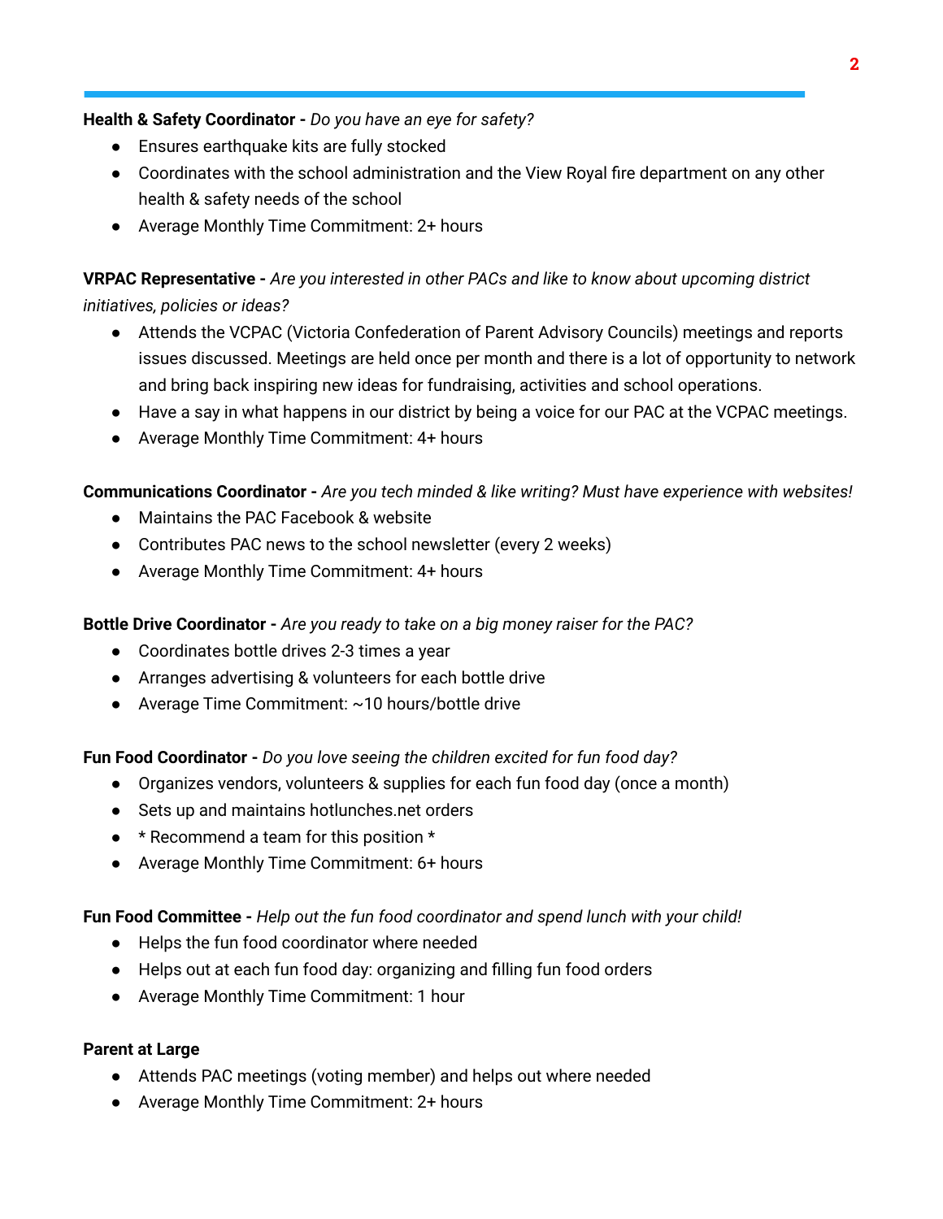**Health & Safety Coordinator -** *Do you have an eye for safety?*

- Ensures earthquake kits are fully stocked
- Coordinates with the school administration and the View Royal fire department on any other health & safety needs of the school
- Average Monthly Time Commitment: 2+ hours

**VRPAC Representative -** *Are you interested in other PACs and like to know about upcoming district initiatives, policies or ideas?*

- Attends the VCPAC (Victoria Confederation of Parent Advisory Councils) meetings and reports issues discussed. Meetings are held once per month and there is a lot of opportunity to network and bring back inspiring new ideas for fundraising, activities and school operations.
- Have a say in what happens in our district by being a voice for our PAC at the VCPAC meetings.
- Average Monthly Time Commitment: 4+ hours

**Communications Coordinator -** *Are you tech minded & like writing? Must have experience with websites!*

- Maintains the PAC Facebook & website
- Contributes PAC news to the school newsletter (every 2 weeks)
- Average Monthly Time Commitment: 4+ hours

**Bottle Drive Coordinator -** *Are you ready to take on a big money raiser for the PAC?*

- Coordinates bottle drives 2-3 times a year
- Arranges advertising & volunteers for each bottle drive
- Average Time Commitment: ~10 hours/bottle drive

**Fun Food Coordinator -** *Do you love seeing the children excited for fun food day?*

- Organizes vendors, volunteers & supplies for each fun food day (once a month)
- Sets up and maintains hotlunches.net orders
- * Recommend a team for this position *
- Average Monthly Time Commitment: 6+ hours

**Fun Food Committee -** *Help out the fun food coordinator and spend lunch with your child!*

- Helps the fun food coordinator where needed
- Helps out at each fun food day: organizing and filling fun food orders
- Average Monthly Time Commitment: 1 hour

**Parent at Large**

- Attends PAC meetings (voting member) and helps out where needed
- Average Monthly Time Commitment: 2+ hours